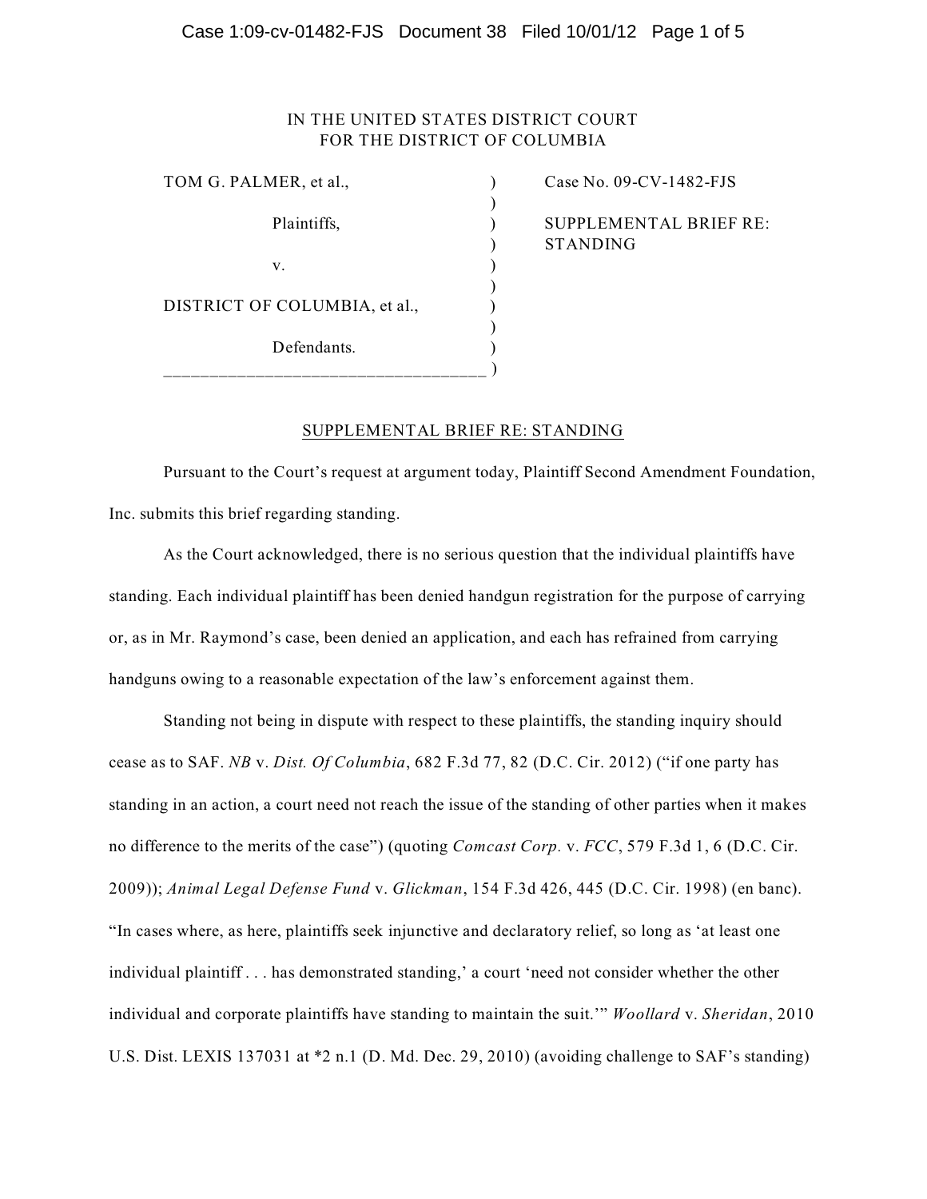IN THE UNITED STATES DISTRICT COURT
FOR THE DISTRICT OF COLUMBIA

| | | |
|---|---|---|
| TOM G. PALMER, et al., | ) | Case No. 09-CV-1482-FJS |
| Plaintiffs, | ) | SUPPLEMENTAL BRIEF RE: STANDING |
| v. | ) | |
| DISTRICT OF COLUMBIA, et al., | ) | |
| Defendants. | ) | |

## SUPPLEMENTAL BRIEF RE: STANDING

Pursuant to the Court's request at argument today, Plaintiff Second Amendment Foundation, Inc. submits this brief regarding standing.

As the Court acknowledged, there is no serious question that the individual plaintiffs have standing. Each individual plaintiff has been denied handgun registration for the purpose of carrying or, as in Mr. Raymond's case, been denied an application, and each has refrained from carrying handguns owing to a reasonable expectation of the law's enforcement against them.

Standing not being in dispute with respect to these plaintiffs, the standing inquiry should cease as to SAF. *NB* v. *Dist. Of Columbia*, 682 F.3d 77, 82 (D.C. Cir. 2012) ("if one party has standing in an action, a court need not reach the issue of the standing of other parties when it makes no difference to the merits of the case") (quoting *Comcast Corp.* v. *FCC*, 579 F.3d 1, 6 (D.C. Cir. 2009)); *Animal Legal Defense Fund* v. *Glickman*, 154 F.3d 426, 445 (D.C. Cir. 1998) (en banc). "In cases where, as here, plaintiffs seek injunctive and declaratory relief, so long as 'at least one individual plaintiff . . . has demonstrated standing,' a court 'need not consider whether the other individual and corporate plaintiffs have standing to maintain the suit.'" *Woollard* v. *Sheridan*, 2010 U.S. Dist. LEXIS 137031 at *2 n.1 (D. Md. Dec. 29, 2010) (avoiding challenge to SAF's standing)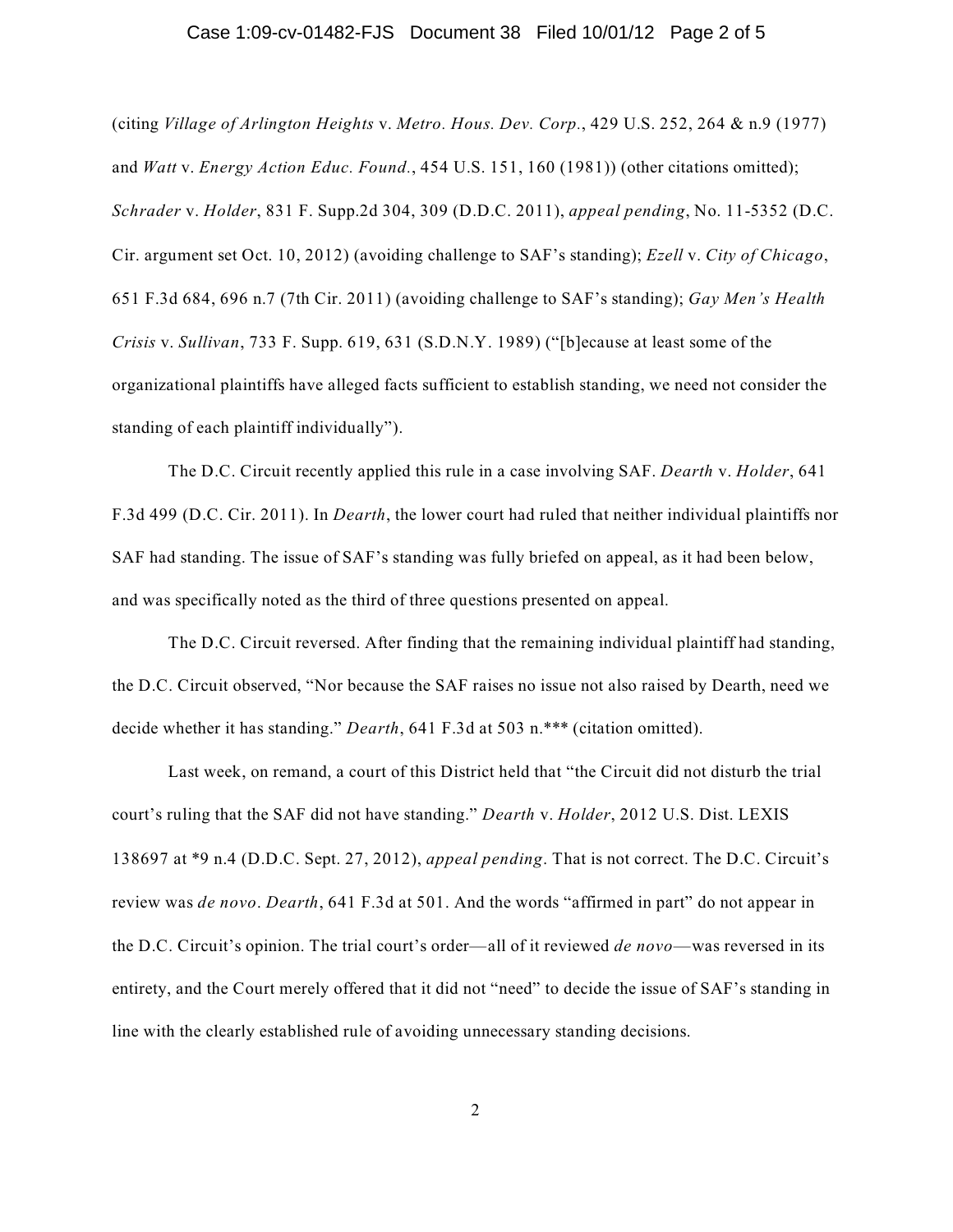(citing *Village of Arlington Heights* v. *Metro. Hous. Dev. Corp.*, 429 U.S. 252, 264 & n.9 (1977) and *Watt* v. *Energy Action Educ. Found.*, 454 U.S. 151, 160 (1981)) (other citations omitted); *Schrader* v. *Holder*, 831 F. Supp.2d 304, 309 (D.D.C. 2011), *appeal pending*, No. 11-5352 (D.C. Cir. argument set Oct. 10, 2012) (avoiding challenge to SAF's standing); *Ezell* v. *City of Chicago*, 651 F.3d 684, 696 n.7 (7th Cir. 2011) (avoiding challenge to SAF's standing); *Gay Men's Health Crisis* v. *Sullivan*, 733 F. Supp. 619, 631 (S.D.N.Y. 1989) ("[b]ecause at least some of the organizational plaintiffs have alleged facts sufficient to establish standing, we need not consider the standing of each plaintiff individually").

The D.C. Circuit recently applied this rule in a case involving SAF. *Dearth* v. *Holder*, 641 F.3d 499 (D.C. Cir. 2011). In *Dearth*, the lower court had ruled that neither individual plaintiffs nor SAF had standing. The issue of SAF's standing was fully briefed on appeal, as it had been below, and was specifically noted as the third of three questions presented on appeal.

The D.C. Circuit reversed. After finding that the remaining individual plaintiff had standing, the D.C. Circuit observed, "Nor because the SAF raises no issue not also raised by Dearth, need we decide whether it has standing." *Dearth*, 641 F.3d at 503 n.*** (citation omitted).

Last week, on remand, a court of this District held that "the Circuit did not disturb the trial court's ruling that the SAF did not have standing." *Dearth* v. *Holder*, 2012 U.S. Dist. LEXIS 138697 at *9 n.4 (D.D.C. Sept. 27, 2012), *appeal pending*. That is not correct. The D.C. Circuit's review was *de novo*. *Dearth*, 641 F.3d at 501. And the words "affirmed in part" do not appear in the D.C. Circuit's opinion. The trial court's order—all of it reviewed *de novo*—was reversed in its entirety, and the Court merely offered that it did not "need" to decide the issue of SAF's standing in line with the clearly established rule of avoiding unnecessary standing decisions.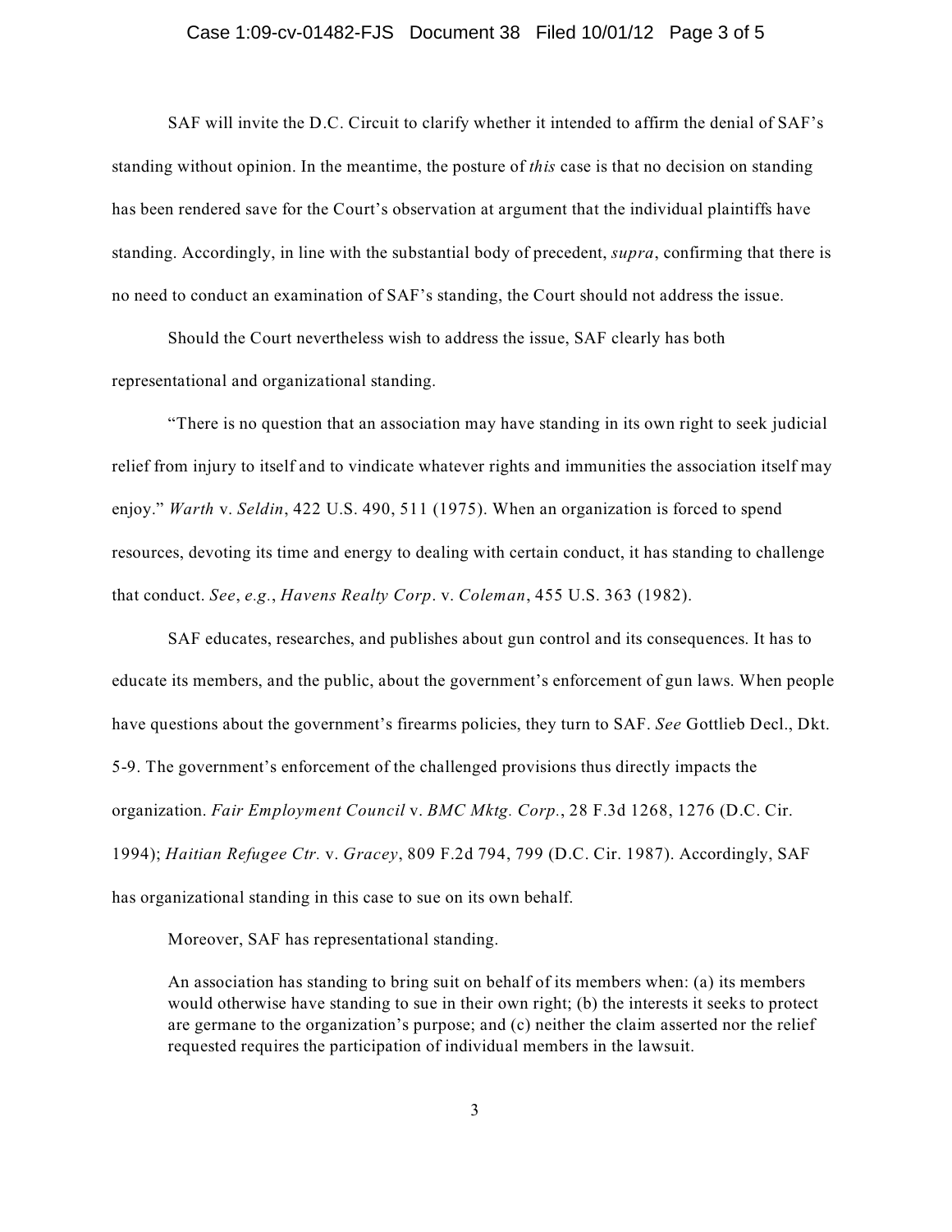SAF will invite the D.C. Circuit to clarify whether it intended to affirm the denial of SAF's standing without opinion. In the meantime, the posture of *this* case is that no decision on standing has been rendered save for the Court's observation at argument that the individual plaintiffs have standing. Accordingly, in line with the substantial body of precedent, *supra*, confirming that there is no need to conduct an examination of SAF's standing, the Court should not address the issue.

Should the Court nevertheless wish to address the issue, SAF clearly has both representational and organizational standing.

"There is no question that an association may have standing in its own right to seek judicial relief from injury to itself and to vindicate whatever rights and immunities the association itself may enjoy." *Warth* v. *Seldin*, 422 U.S. 490, 511 (1975). When an organization is forced to spend resources, devoting its time and energy to dealing with certain conduct, it has standing to challenge that conduct. *See*, *e.g.*, *Havens Realty Corp*. v. *Coleman*, 455 U.S. 363 (1982).

SAF educates, researches, and publishes about gun control and its consequences. It has to educate its members, and the public, about the government's enforcement of gun laws. When people have questions about the government's firearms policies, they turn to SAF. *See* Gottlieb Decl., Dkt. 5-9. The government's enforcement of the challenged provisions thus directly impacts the organization. *Fair Employment Council* v. *BMC Mktg. Corp.*, 28 F.3d 1268, 1276 (D.C. Cir. 1994); *Haitian Refugee Ctr.* v. *Gracey*, 809 F.2d 794, 799 (D.C. Cir. 1987). Accordingly, SAF has organizational standing in this case to sue on its own behalf.

Moreover, SAF has representational standing.

> An association has standing to bring suit on behalf of its members when: (a) its members would otherwise have standing to sue in their own right; (b) the interests it seeks to protect are germane to the organization's purpose; and (c) neither the claim asserted nor the relief requested requires the participation of individual members in the lawsuit.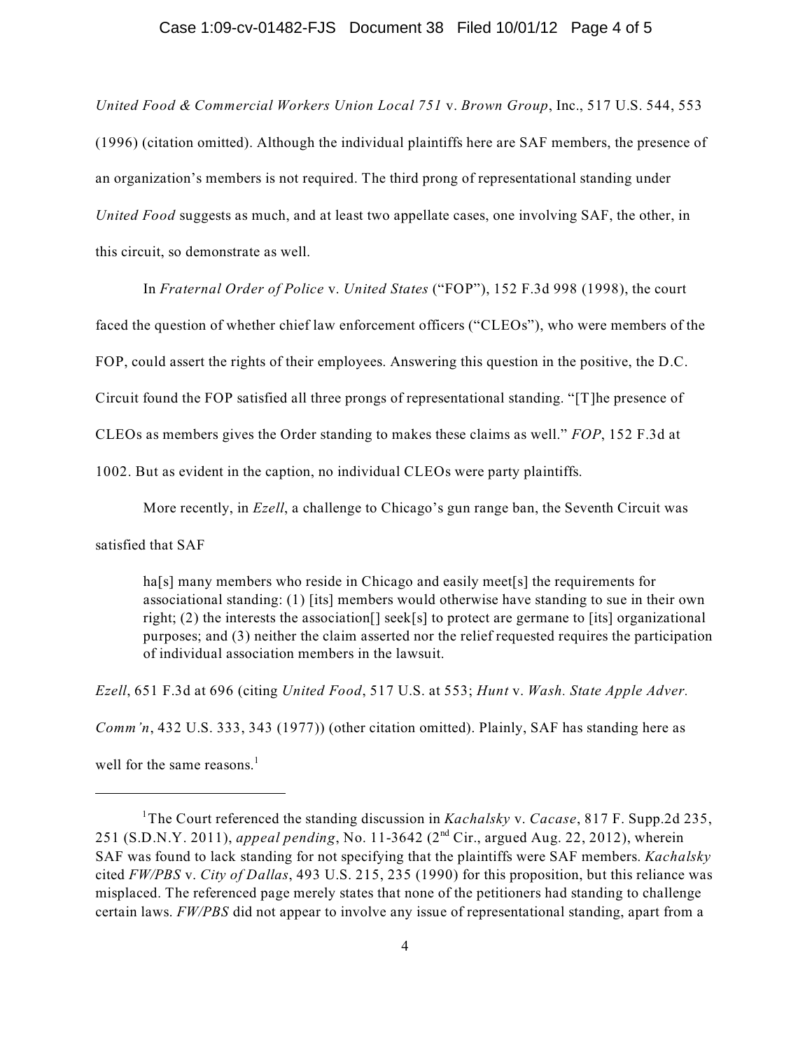*United Food & Commercial Workers Union Local 751* v. *Brown Group*, Inc., 517 U.S. 544, 553 (1996) (citation omitted). Although the individual plaintiffs here are SAF members, the presence of an organization's members is not required. The third prong of representational standing under *United Food* suggests as much, and at least two appellate cases, one involving SAF, the other, in this circuit, so demonstrate as well.

In *Fraternal Order of Police* v. *United States* ("FOP"), 152 F.3d 998 (1998), the court faced the question of whether chief law enforcement officers ("CLEOs"), who were members of the FOP, could assert the rights of their employees. Answering this question in the positive, the D.C. Circuit found the FOP satisfied all three prongs of representational standing. "[T]he presence of CLEOs as members gives the Order standing to makes these claims as well." *FOP*, 152 F.3d at 1002. But as evident in the caption, no individual CLEOs were party plaintiffs.

More recently, in *Ezell*, a challenge to Chicago's gun range ban, the Seventh Circuit was satisfied that SAF

> ha[s] many members who reside in Chicago and easily meet[s] the requirements for associational standing: (1) [its] members would otherwise have standing to sue in their own right; (2) the interests the association[] seek[s] to protect are germane to [its] organizational purposes; and (3) neither the claim asserted nor the relief requested requires the participation of individual association members in the lawsuit.

*Ezell*, 651 F.3d at 696 (citing *United Food*, 517 U.S. at 553; *Hunt* v. *Wash. State Apple Adver. Comm'n*, 432 U.S. 333, 343 (1977)) (other citation omitted). Plainly, SAF has standing here as well for the same reasons.[1]

---

[1] The Court referenced the standing discussion in *Kachalsky* v. *Cacase*, 817 F. Supp.2d 235, 251 (S.D.N.Y. 2011), *appeal pending*, No. 11-3642 (2nd Cir., argued Aug. 22, 2012), wherein SAF was found to lack standing for not specifying that the plaintiffs were SAF members. *Kachalsky* cited *FW/PBS* v. *City of Dallas*, 493 U.S. 215, 235 (1990) for this proposition, but this reliance was misplaced. The referenced page merely states that none of the petitioners had standing to challenge certain laws. *FW/PBS* did not appear to involve any issue of representational standing, apart from a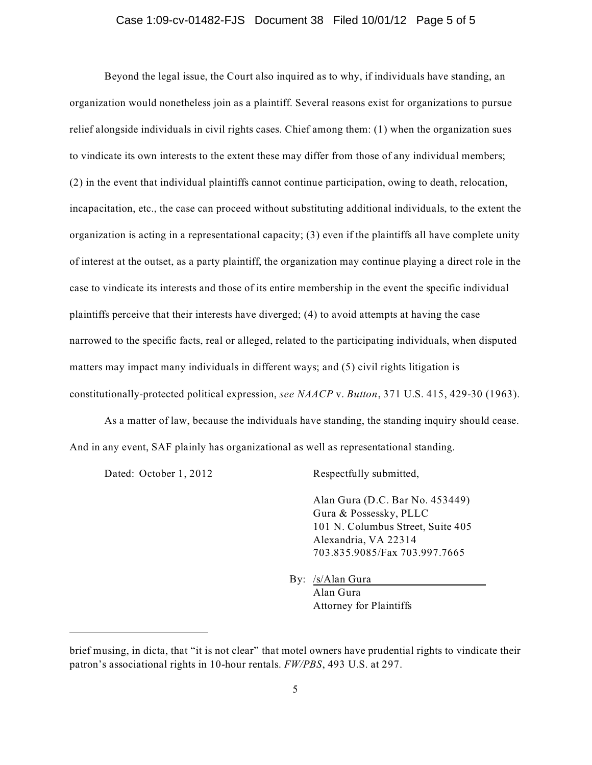Beyond the legal issue, the Court also inquired as to why, if individuals have standing, an organization would nonetheless join as a plaintiff. Several reasons exist for organizations to pursue relief alongside individuals in civil rights cases. Chief among them: (1) when the organization sues to vindicate its own interests to the extent these may differ from those of any individual members; (2) in the event that individual plaintiffs cannot continue participation, owing to death, relocation, incapacitation, etc., the case can proceed without substituting additional individuals, to the extent the organization is acting in a representational capacity; (3) even if the plaintiffs all have complete unity of interest at the outset, as a party plaintiff, the organization may continue playing a direct role in the case to vindicate its interests and those of its entire membership in the event the specific individual plaintiffs perceive that their interests have diverged; (4) to avoid attempts at having the case narrowed to the specific facts, real or alleged, related to the participating individuals, when disputed matters may impact many individuals in different ways; and (5) civil rights litigation is constitutionally-protected political expression, *see NAACP* v. *Button*, 371 U.S. 415, 429-30 (1963).

As a matter of law, because the individuals have standing, the standing inquiry should cease. And in any event, SAF plainly has organizational as well as representational standing.

Dated: October 1, 2012

Respectfully submitted,

Alan Gura (D.C. Bar No. 453449)
Gura & Possessky, PLLC
101 N. Columbus Street, Suite 405
Alexandria, VA 22314
703.835.9085/Fax 703.997.7665

By: /s/Alan Gura
Alan Gura
Attorney for Plaintiffs

---

brief musing, in dicta, that "it is not clear" that motel owners have prudential rights to vindicate their patron's associational rights in 10-hour rentals. *FW/PBS*, 493 U.S. at 297.